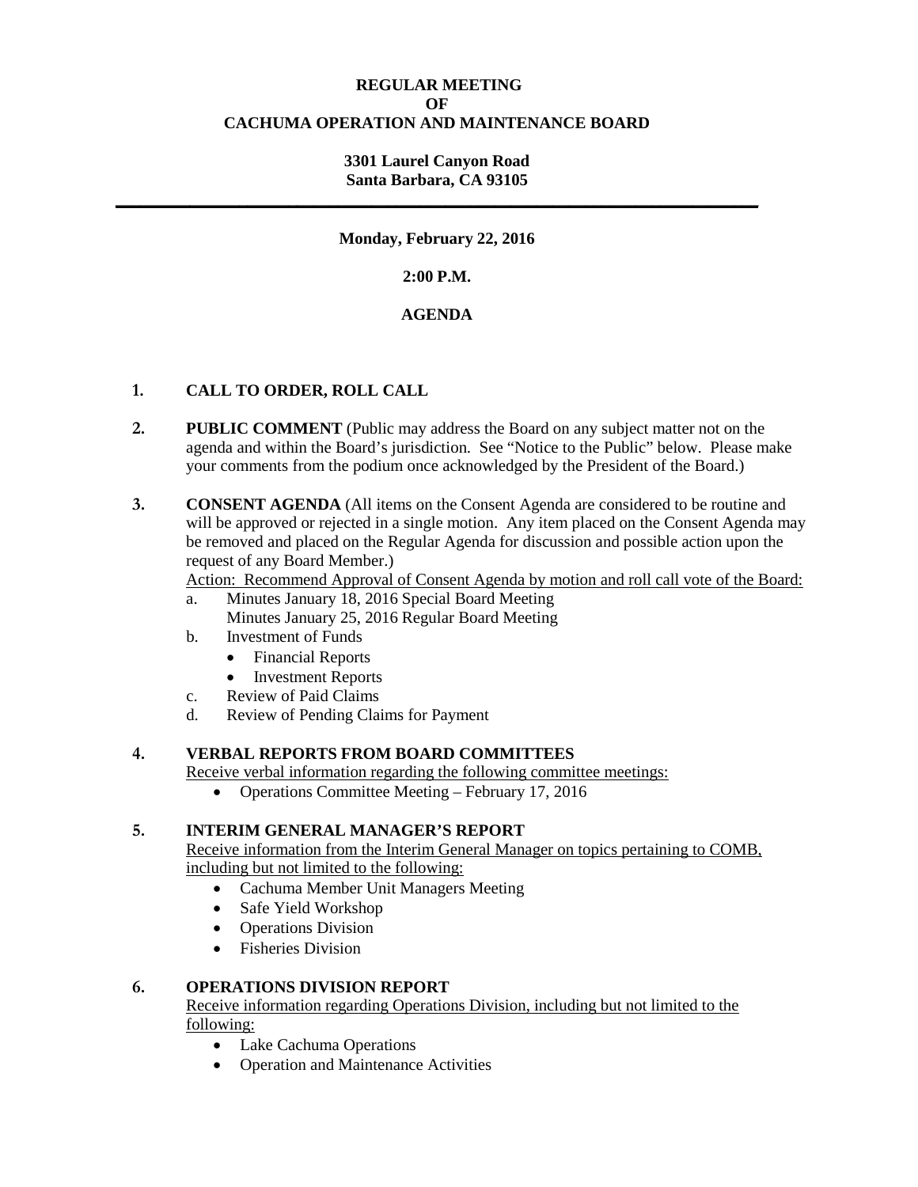**REGULAR MEETING**
**OF**
**CACHUMA OPERATION AND MAINTENANCE BOARD**

**3301 Laurel Canyon Road**
**Santa Barbara, CA 93105**

---

**Monday, February 22, 2016**

**2:00 P.M.**

**AGENDA**

**1. CALL TO ORDER, ROLL CALL**

**2. PUBLIC COMMENT** (Public may address the Board on any subject matter not on the agenda and within the Board's jurisdiction. See "Notice to the Public" below. Please make your comments from the podium once acknowledged by the President of the Board.)

**3. CONSENT AGENDA** (All items on the Consent Agenda are considered to be routine and will be approved or rejected in a single motion. Any item placed on the Consent Agenda may be removed and placed on the Regular Agenda for discussion and possible action upon the request of any Board Member.)

<u>Action: Recommend Approval of Consent Agenda by motion and roll call vote of the Board:</u>

a. Minutes January 18, 2016 Special Board Meeting
   Minutes January 25, 2016 Regular Board Meeting
b. Investment of Funds
   - Financial Reports
   - Investment Reports
c. Review of Paid Claims
d. Review of Pending Claims for Payment

**4. VERBAL REPORTS FROM BOARD COMMITTEES**

<u>Receive verbal information regarding the following committee meetings:</u>

- Operations Committee Meeting – February 17, 2016

**5. INTERIM GENERAL MANAGER'S REPORT**

<u>Receive information from the Interim General Manager on topics pertaining to COMB, including but not limited to the following:</u>

- Cachuma Member Unit Managers Meeting
- Safe Yield Workshop
- Operations Division
- Fisheries Division

**6. OPERATIONS DIVISION REPORT**

<u>Receive information regarding Operations Division, including but not limited to the following:</u>

- Lake Cachuma Operations
- Operation and Maintenance Activities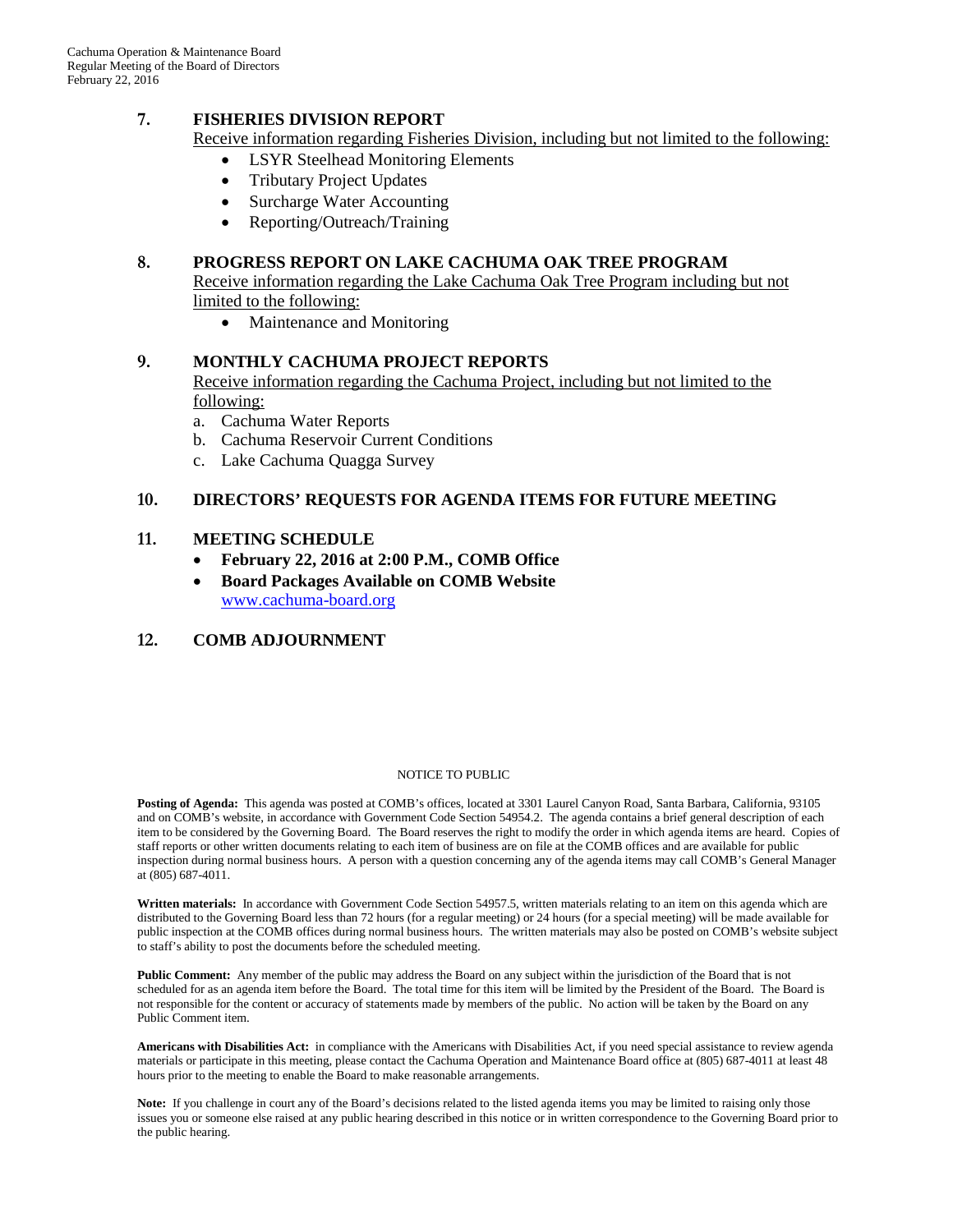## 7. FISHERIES DIVISION REPORT

Receive information regarding Fisheries Division, including but not limited to the following:

- LSYR Steelhead Monitoring Elements
- Tributary Project Updates
- Surcharge Water Accounting
- Reporting/Outreach/Training

## 8. PROGRESS REPORT ON LAKE CACHUMA OAK TREE PROGRAM

Receive information regarding the Lake Cachuma Oak Tree Program including but not limited to the following:

- Maintenance and Monitoring

## 9. MONTHLY CACHUMA PROJECT REPORTS

Receive information regarding the Cachuma Project, including but not limited to the following:

a. Cachuma Water Reports
b. Cachuma Reservoir Current Conditions
c. Lake Cachuma Quagga Survey

## 10. DIRECTORS' REQUESTS FOR AGENDA ITEMS FOR FUTURE MEETING

## 11. MEETING SCHEDULE

- **February 22, 2016 at 2:00 P.M., COMB Office**
- **Board Packages Available on COMB Website** www.cachuma-board.org

## 12. COMB ADJOURNMENT

NOTICE TO PUBLIC

**Posting of Agenda:** This agenda was posted at COMB's offices, located at 3301 Laurel Canyon Road, Santa Barbara, California, 93105 and on COMB's website, in accordance with Government Code Section 54954.2. The agenda contains a brief general description of each item to be considered by the Governing Board. The Board reserves the right to modify the order in which agenda items are heard. Copies of staff reports or other written documents relating to each item of business are on file at the COMB offices and are available for public inspection during normal business hours. A person with a question concerning any of the agenda items may call COMB's General Manager at (805) 687-4011.

**Written materials:** In accordance with Government Code Section 54957.5, written materials relating to an item on this agenda which are distributed to the Governing Board less than 72 hours (for a regular meeting) or 24 hours (for a special meeting) will be made available for public inspection at the COMB offices during normal business hours. The written materials may also be posted on COMB's website subject to staff's ability to post the documents before the scheduled meeting.

**Public Comment:** Any member of the public may address the Board on any subject within the jurisdiction of the Board that is not scheduled for as an agenda item before the Board. The total time for this item will be limited by the President of the Board. The Board is not responsible for the content or accuracy of statements made by members of the public. No action will be taken by the Board on any Public Comment item.

**Americans with Disabilities Act:** in compliance with the Americans with Disabilities Act, if you need special assistance to review agenda materials or participate in this meeting, please contact the Cachuma Operation and Maintenance Board office at (805) 687-4011 at least 48 hours prior to the meeting to enable the Board to make reasonable arrangements.

**Note:** If you challenge in court any of the Board's decisions related to the listed agenda items you may be limited to raising only those issues you or someone else raised at any public hearing described in this notice or in written correspondence to the Governing Board prior to the public hearing.